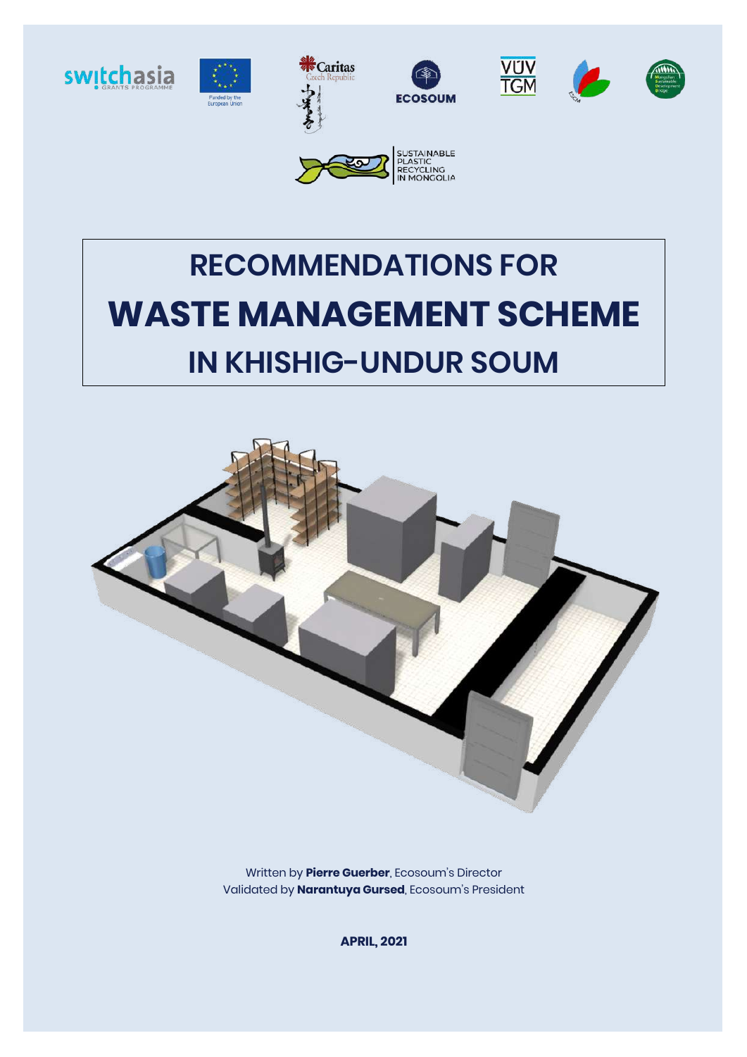SUSTAINABLE PLASTIC RECYCLING IN MONGOLIA

# RECOMMENDATIONS FOR WASTE MANAGEMENT SCHEME IN KHISHIG-UNDUR SOUM

Written by **Pierre Guerber**, Ecosoum's Director
Validated by **Narantuya Gursed**, Ecosoum's President

**APRIL, 2021**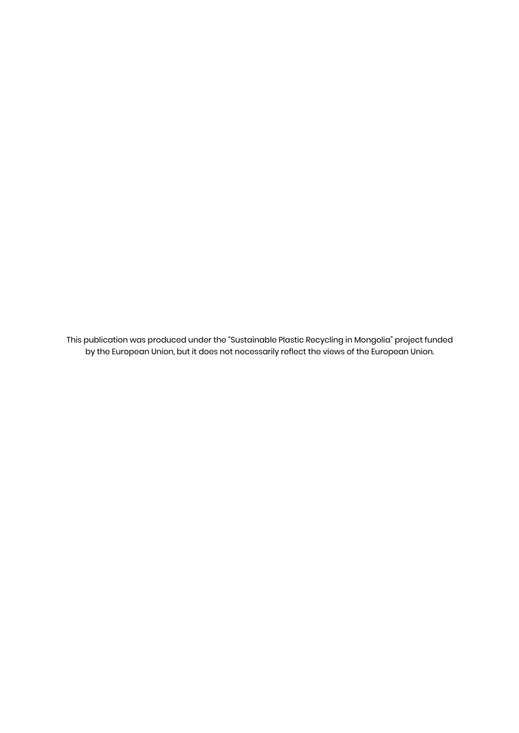This publication was produced under the "Sustainable Plastic Recycling in Mongolia" project funded by the European Union, but it does not necessarily reflect the views of the European Union.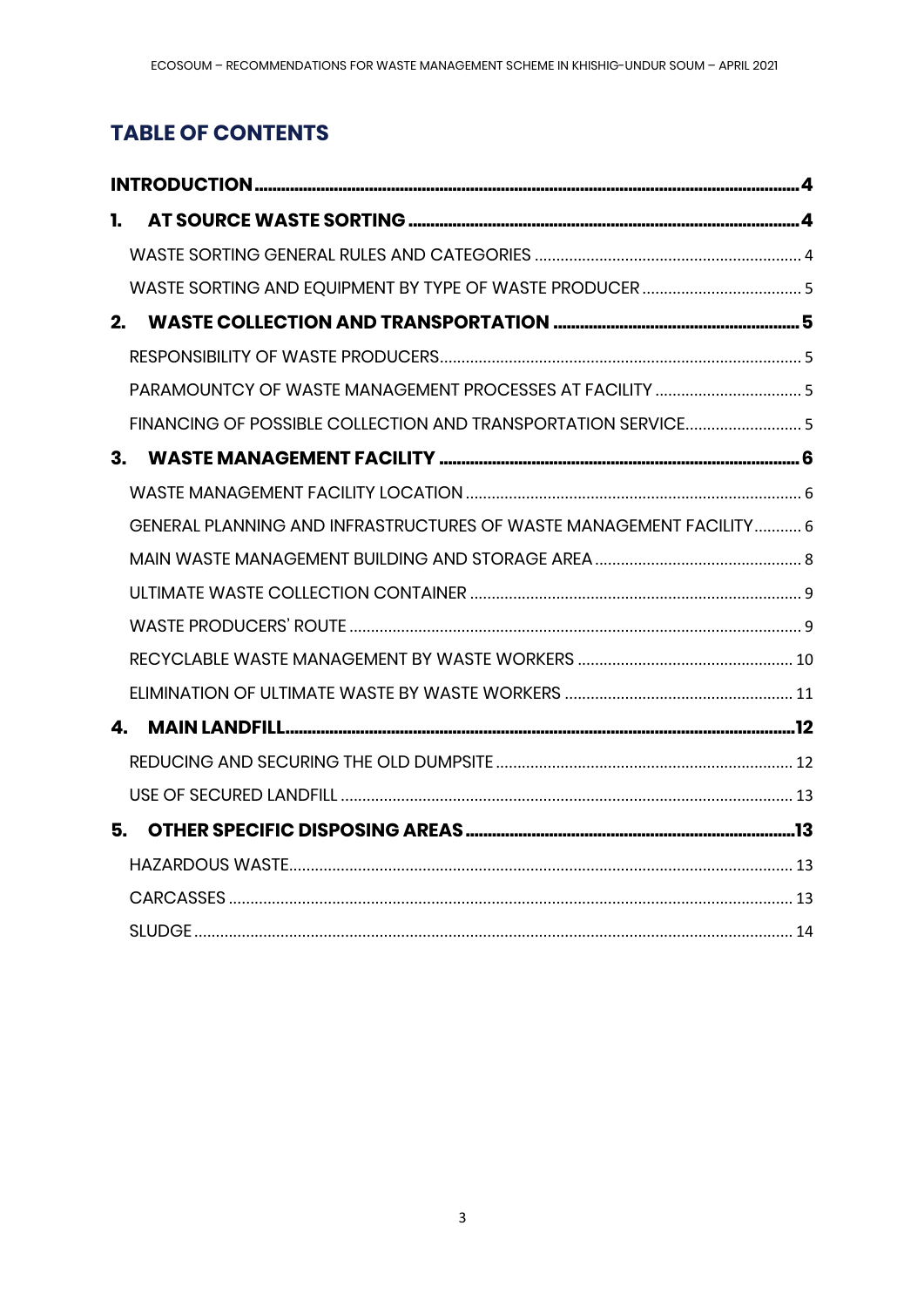# TABLE OF CONTENTS

**INTRODUCTION** ..... 4

**1. AT SOURCE WASTE SORTING** ..... 4

- WASTE SORTING GENERAL RULES AND CATEGORIES ..... 4
- WASTE SORTING AND EQUIPMENT BY TYPE OF WASTE PRODUCER ..... 5

**2. WASTE COLLECTION AND TRANSPORTATION** ..... 5

- RESPONSIBILITY OF WASTE PRODUCERS ..... 5
- PARAMOUNTCY OF WASTE MANAGEMENT PROCESSES AT FACILITY ..... 5
- FINANCING OF POSSIBLE COLLECTION AND TRANSPORTATION SERVICE ..... 5

**3. WASTE MANAGEMENT FACILITY** ..... 6

- WASTE MANAGEMENT FACILITY LOCATION ..... 6
- GENERAL PLANNING AND INFRASTRUCTURES OF WASTE MANAGEMENT FACILITY ..... 6
- MAIN WASTE MANAGEMENT BUILDING AND STORAGE AREA ..... 8
- ULTIMATE WASTE COLLECTION CONTAINER ..... 9
- WASTE PRODUCERS' ROUTE ..... 9
- RECYCLABLE WASTE MANAGEMENT BY WASTE WORKERS ..... 10
- ELIMINATION OF ULTIMATE WASTE BY WASTE WORKERS ..... 11

**4. MAIN LANDFILL** ..... 12

- REDUCING AND SECURING THE OLD DUMPSITE ..... 12
- USE OF SECURED LANDFILL ..... 13

**5. OTHER SPECIFIC DISPOSING AREAS** ..... 13

- HAZARDOUS WASTE ..... 13
- CARCASSES ..... 13
- SLUDGE ..... 14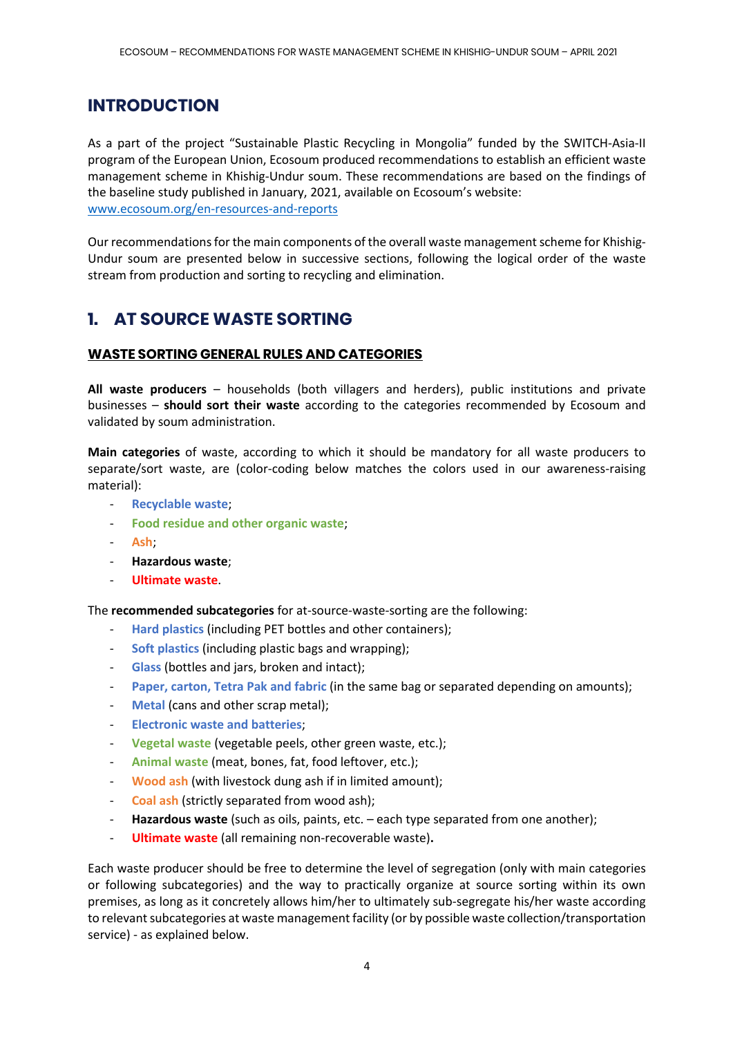# INTRODUCTION

As a part of the project "Sustainable Plastic Recycling in Mongolia" funded by the SWITCH-Asia-II program of the European Union, Ecosoum produced recommendations to establish an efficient waste management scheme in Khishig-Undur soum. These recommendations are based on the findings of the baseline study published in January, 2021, available on Ecosoum's website: www.ecosoum.org/en-resources-and-reports

Our recommendations for the main components of the overall waste management scheme for Khishig-Undur soum are presented below in successive sections, following the logical order of the waste stream from production and sorting to recycling and elimination.

# 1. AT SOURCE WASTE SORTING

## WASTE SORTING GENERAL RULES AND CATEGORIES

**All waste producers** – households (both villagers and herders), public institutions and private businesses – **should sort their waste** according to the categories recommended by Ecosoum and validated by soum administration.

**Main categories** of waste, according to which it should be mandatory for all waste producers to separate/sort waste, are (color-coding below matches the colors used in our awareness-raising material):

- **Recyclable waste**;
- **Food residue and other organic waste**;
- **Ash**;
- **Hazardous waste**;
- **Ultimate waste**.

The **recommended subcategories** for at-source-waste-sorting are the following:

- **Hard plastics** (including PET bottles and other containers);
- **Soft plastics** (including plastic bags and wrapping);
- **Glass** (bottles and jars, broken and intact);
- **Paper, carton, Tetra Pak and fabric** (in the same bag or separated depending on amounts);
- **Metal** (cans and other scrap metal);
- **Electronic waste and batteries**;
- **Vegetal waste** (vegetable peels, other green waste, etc.);
- **Animal waste** (meat, bones, fat, food leftover, etc.);
- **Wood ash** (with livestock dung ash if in limited amount);
- **Coal ash** (strictly separated from wood ash);
- **Hazardous waste** (such as oils, paints, etc. – each type separated from one another);
- **Ultimate waste** (all remaining non-recoverable waste)**.**

Each waste producer should be free to determine the level of segregation (only with main categories or following subcategories) and the way to practically organize at source sorting within its own premises, as long as it concretely allows him/her to ultimately sub-segregate his/her waste according to relevant subcategories at waste management facility (or by possible waste collection/transportation service) - as explained below.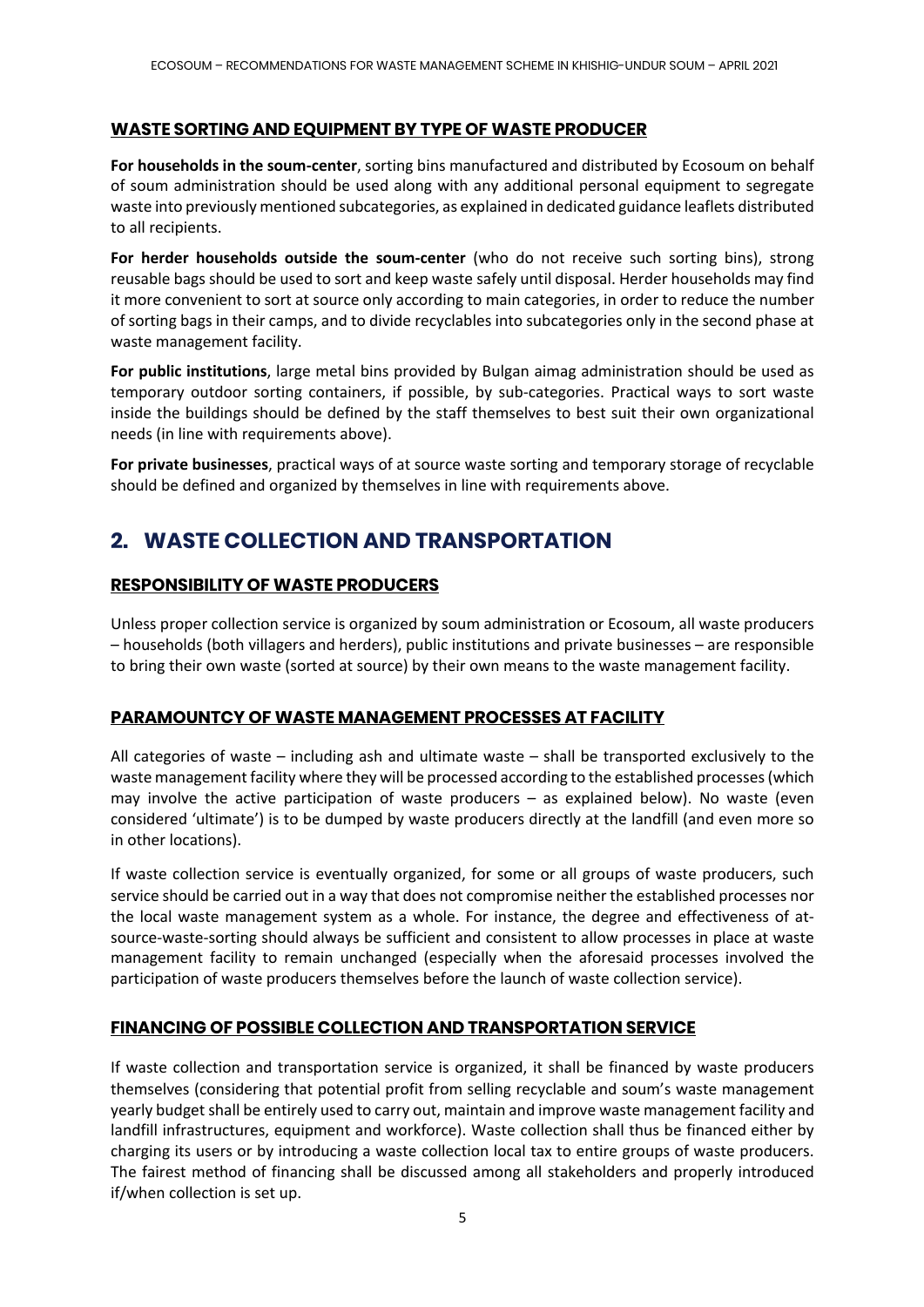### WASTE SORTING AND EQUIPMENT BY TYPE OF WASTE PRODUCER

**For households in the soum-center**, sorting bins manufactured and distributed by Ecosoum on behalf of soum administration should be used along with any additional personal equipment to segregate waste into previously mentioned subcategories, as explained in dedicated guidance leaflets distributed to all recipients.

**For herder households outside the soum-center** (who do not receive such sorting bins), strong reusable bags should be used to sort and keep waste safely until disposal. Herder households may find it more convenient to sort at source only according to main categories, in order to reduce the number of sorting bags in their camps, and to divide recyclables into subcategories only in the second phase at waste management facility.

**For public institutions**, large metal bins provided by Bulgan aimag administration should be used as temporary outdoor sorting containers, if possible, by sub-categories. Practical ways to sort waste inside the buildings should be defined by the staff themselves to best suit their own organizational needs (in line with requirements above).

**For private businesses**, practical ways of at source waste sorting and temporary storage of recyclable should be defined and organized by themselves in line with requirements above.

## 2. WASTE COLLECTION AND TRANSPORTATION

### RESPONSIBILITY OF WASTE PRODUCERS

Unless proper collection service is organized by soum administration or Ecosoum, all waste producers – households (both villagers and herders), public institutions and private businesses – are responsible to bring their own waste (sorted at source) by their own means to the waste management facility.

### PARAMOUNTCY OF WASTE MANAGEMENT PROCESSES AT FACILITY

All categories of waste – including ash and ultimate waste – shall be transported exclusively to the waste management facility where they will be processed according to the established processes (which may involve the active participation of waste producers – as explained below). No waste (even considered 'ultimate') is to be dumped by waste producers directly at the landfill (and even more so in other locations).

If waste collection service is eventually organized, for some or all groups of waste producers, such service should be carried out in a way that does not compromise neither the established processes nor the local waste management system as a whole. For instance, the degree and effectiveness of at-source-waste-sorting should always be sufficient and consistent to allow processes in place at waste management facility to remain unchanged (especially when the aforesaid processes involved the participation of waste producers themselves before the launch of waste collection service).

### FINANCING OF POSSIBLE COLLECTION AND TRANSPORTATION SERVICE

If waste collection and transportation service is organized, it shall be financed by waste producers themselves (considering that potential profit from selling recyclable and soum's waste management yearly budget shall be entirely used to carry out, maintain and improve waste management facility and landfill infrastructures, equipment and workforce). Waste collection shall thus be financed either by charging its users or by introducing a waste collection local tax to entire groups of waste producers. The fairest method of financing shall be discussed among all stakeholders and properly introduced if/when collection is set up.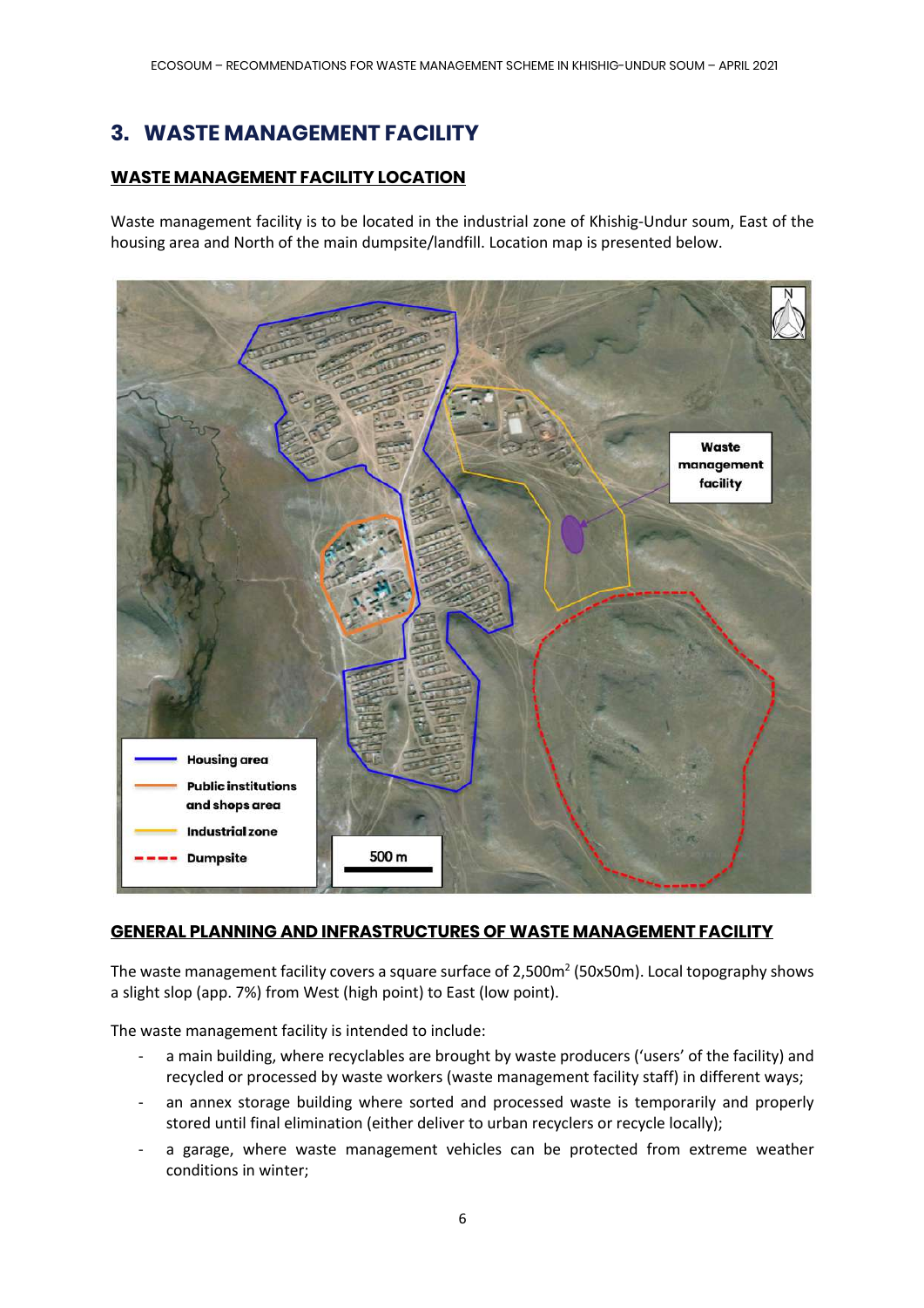# 3. WASTE MANAGEMENT FACILITY

## WASTE MANAGEMENT FACILITY LOCATION

Waste management facility is to be located in the industrial zone of Khishig-Undur soum, East of the housing area and North of the main dumpsite/landfill. Location map is presented below.

## GENERAL PLANNING AND INFRASTRUCTURES OF WASTE MANAGEMENT FACILITY

The waste management facility covers a square surface of 2,500m$^2$ (50x50m). Local topography shows a slight slop (app. 7%) from West (high point) to East (low point).

The waste management facility is intended to include:

- a main building, where recyclables are brought by waste producers ('users' of the facility) and recycled or processed by waste workers (waste management facility staff) in different ways;
- an annex storage building where sorted and processed waste is temporarily and properly stored until final elimination (either deliver to urban recyclers or recycle locally);
- a garage, where waste management vehicles can be protected from extreme weather conditions in winter;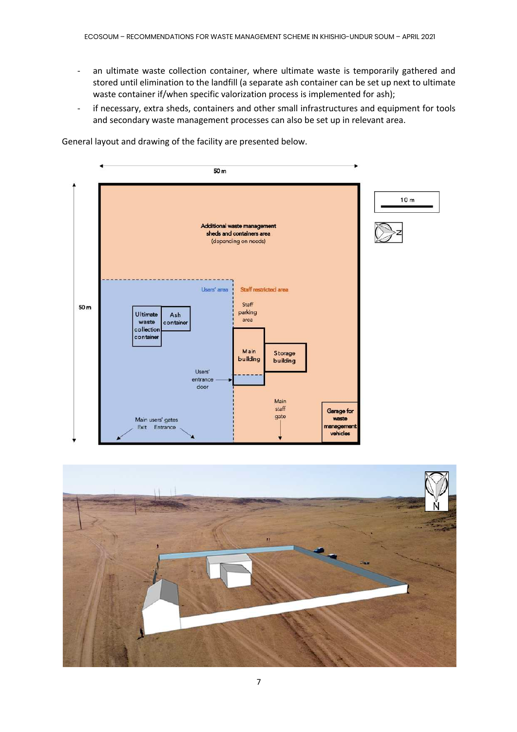- an ultimate waste collection container, where ultimate waste is temporarily gathered and stored until elimination to the landfill (a separate ash container can be set up next to ultimate waste container if/when specific valorization process is implemented for ash);
- if necessary, extra sheds, containers and other small infrastructures and equipment for tools and secondary waste management processes can also be set up in relevant area.

General layout and drawing of the facility are presented below.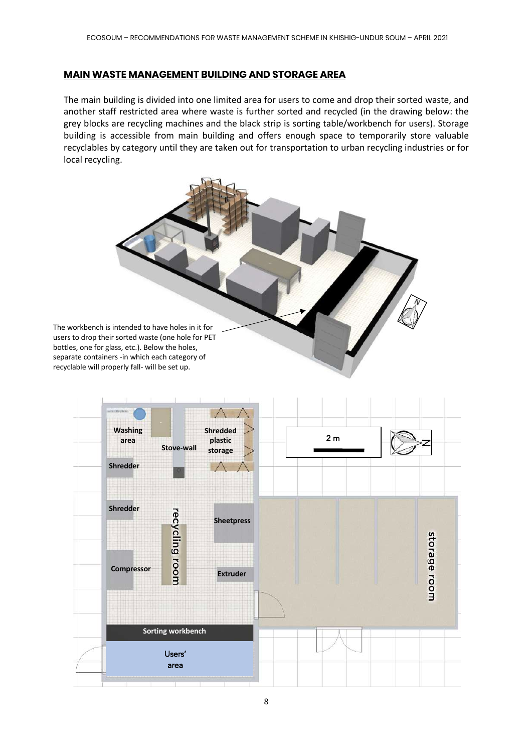## MAIN WASTE MANAGEMENT BUILDING AND STORAGE AREA

The main building is divided into one limited area for users to come and drop their sorted waste, and another staff restricted area where waste is further sorted and recycled (in the drawing below: the grey blocks are recycling machines and the black strip is sorting table/workbench for users). Storage building is accessible from main building and offers enough space to temporarily store valuable recyclables by category until they are taken out for transportation to urban recycling industries or for local recycling.

The workbench is intended to have holes in it for users to drop their sorted waste (one hole for PET bottles, one for glass, etc.). Below the holes, separate containers -in which each category of recyclable will properly fall- will be set up.

Washing area

Stove-wall

Shredded plastic storage

2 m

Shredder

Shredder

recycling room

Sheetpress

Compressor

Extruder

storage room

Sorting workbench

Users' area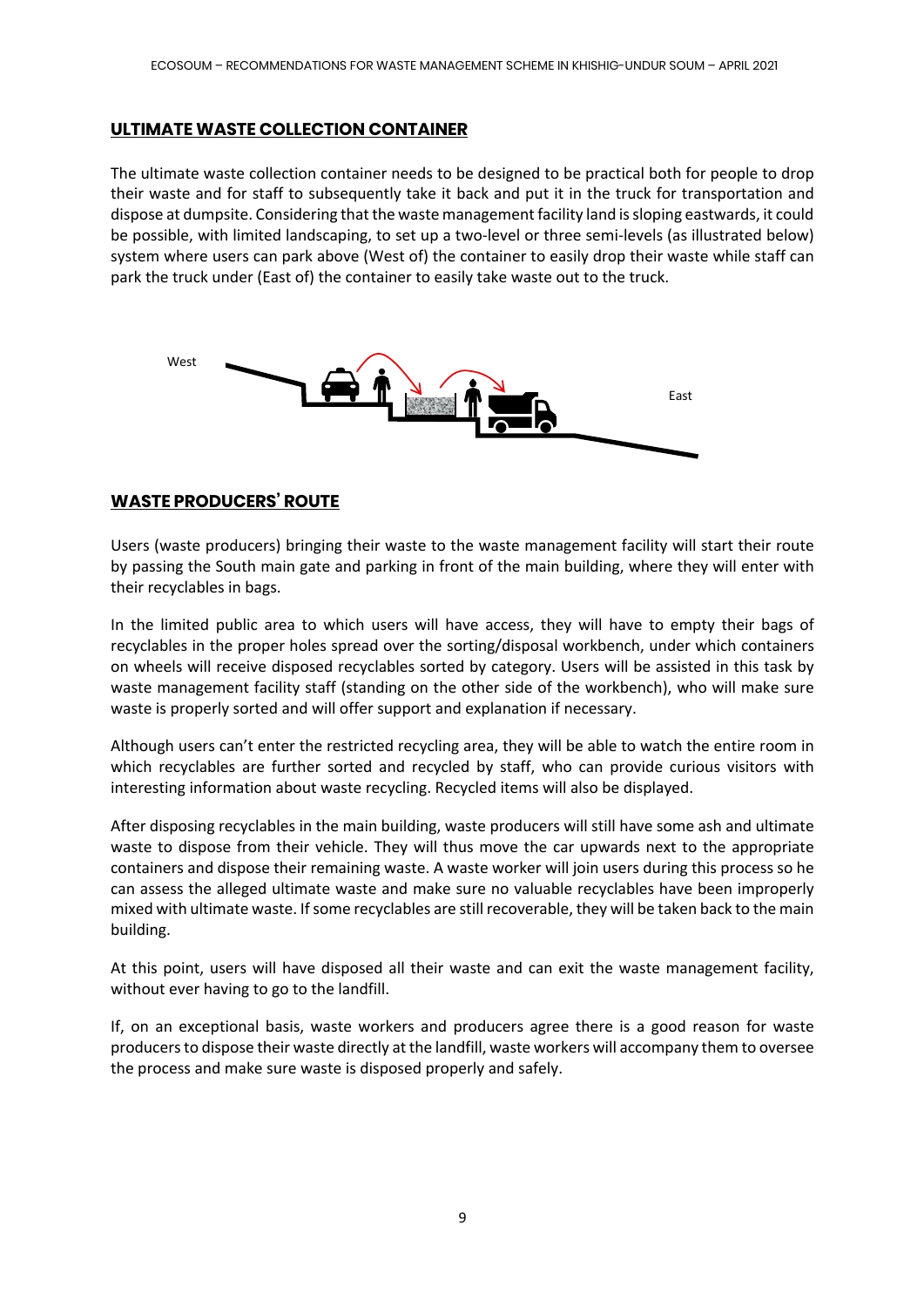## ULTIMATE WASTE COLLECTION CONTAINER

The ultimate waste collection container needs to be designed to be practical both for people to drop their waste and for staff to subsequently take it back and put it in the truck for transportation and dispose at dumpsite. Considering that the waste management facility land is sloping eastwards, it could be possible, with limited landscaping, to set up a two-level or three semi-levels (as illustrated below) system where users can park above (West of) the container to easily drop their waste while staff can park the truck under (East of) the container to easily take waste out to the truck.

West

East

## WASTE PRODUCERS' ROUTE

Users (waste producers) bringing their waste to the waste management facility will start their route by passing the South main gate and parking in front of the main building, where they will enter with their recyclables in bags.

In the limited public area to which users will have access, they will have to empty their bags of recyclables in the proper holes spread over the sorting/disposal workbench, under which containers on wheels will receive disposed recyclables sorted by category. Users will be assisted in this task by waste management facility staff (standing on the other side of the workbench), who will make sure waste is properly sorted and will offer support and explanation if necessary.

Although users can't enter the restricted recycling area, they will be able to watch the entire room in which recyclables are further sorted and recycled by staff, who can provide curious visitors with interesting information about waste recycling. Recycled items will also be displayed.

After disposing recyclables in the main building, waste producers will still have some ash and ultimate waste to dispose from their vehicle. They will thus move the car upwards next to the appropriate containers and dispose their remaining waste. A waste worker will join users during this process so he can assess the alleged ultimate waste and make sure no valuable recyclables have been improperly mixed with ultimate waste. If some recyclables are still recoverable, they will be taken back to the main building.

At this point, users will have disposed all their waste and can exit the waste management facility, without ever having to go to the landfill.

If, on an exceptional basis, waste workers and producers agree there is a good reason for waste producers to dispose their waste directly at the landfill, waste workers will accompany them to oversee the process and make sure waste is disposed properly and safely.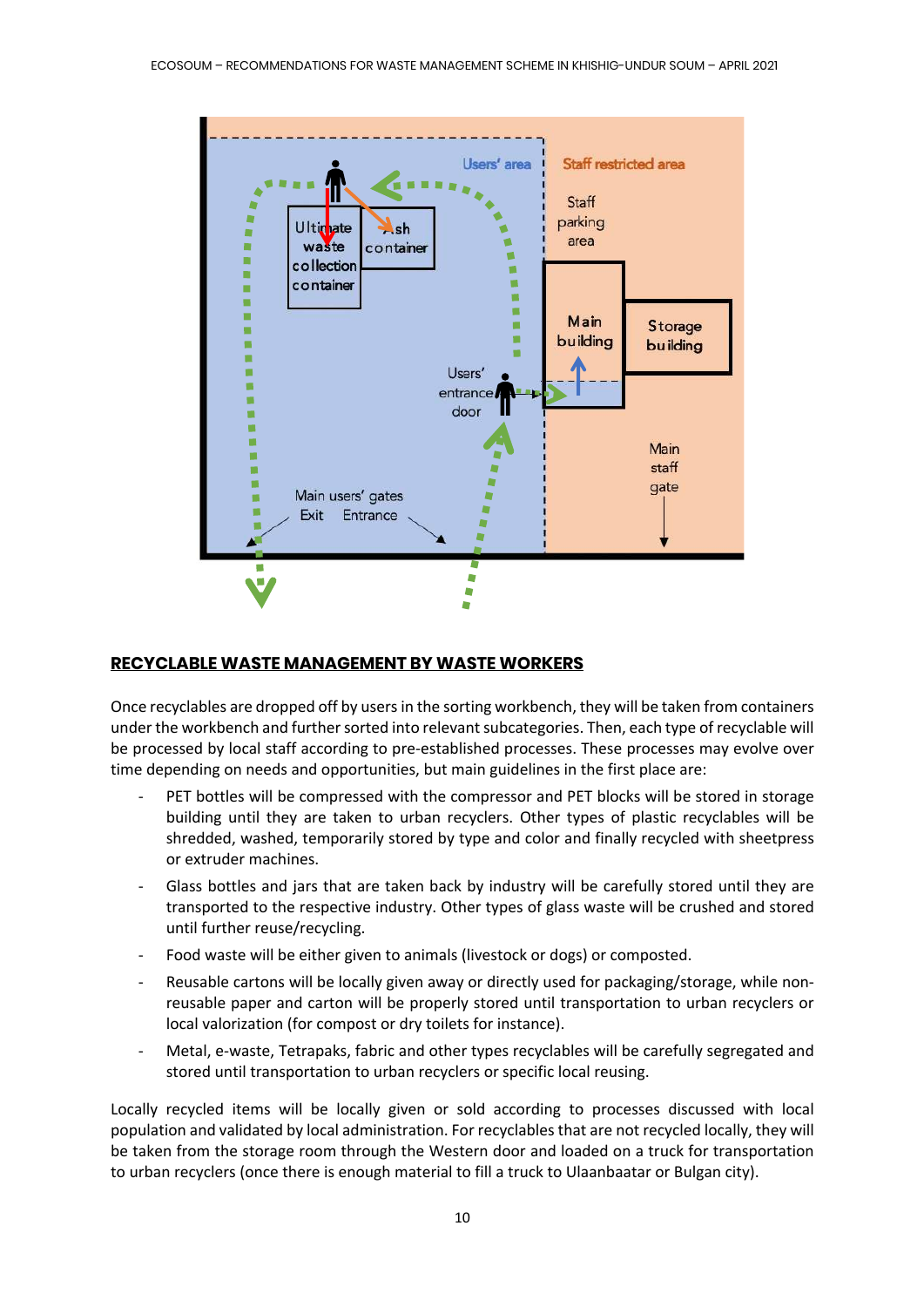## RECYCLABLE WASTE MANAGEMENT BY WASTE WORKERS

Once recyclables are dropped off by users in the sorting workbench, they will be taken from containers under the workbench and further sorted into relevant subcategories. Then, each type of recyclable will be processed by local staff according to pre-established processes. These processes may evolve over time depending on needs and opportunities, but main guidelines in the first place are:

- PET bottles will be compressed with the compressor and PET blocks will be stored in storage building until they are taken to urban recyclers. Other types of plastic recyclables will be shredded, washed, temporarily stored by type and color and finally recycled with sheetpress or extruder machines.
- Glass bottles and jars that are taken back by industry will be carefully stored until they are transported to the respective industry. Other types of glass waste will be crushed and stored until further reuse/recycling.
- Food waste will be either given to animals (livestock or dogs) or composted.
- Reusable cartons will be locally given away or directly used for packaging/storage, while non-reusable paper and carton will be properly stored until transportation to urban recyclers or local valorization (for compost or dry toilets for instance).
- Metal, e-waste, Tetrapaks, fabric and other types recyclables will be carefully segregated and stored until transportation to urban recyclers or specific local reusing.

Locally recycled items will be locally given or sold according to processes discussed with local population and validated by local administration. For recyclables that are not recycled locally, they will be taken from the storage room through the Western door and loaded on a truck for transportation to urban recyclers (once there is enough material to fill a truck to Ulaanbaatar or Bulgan city).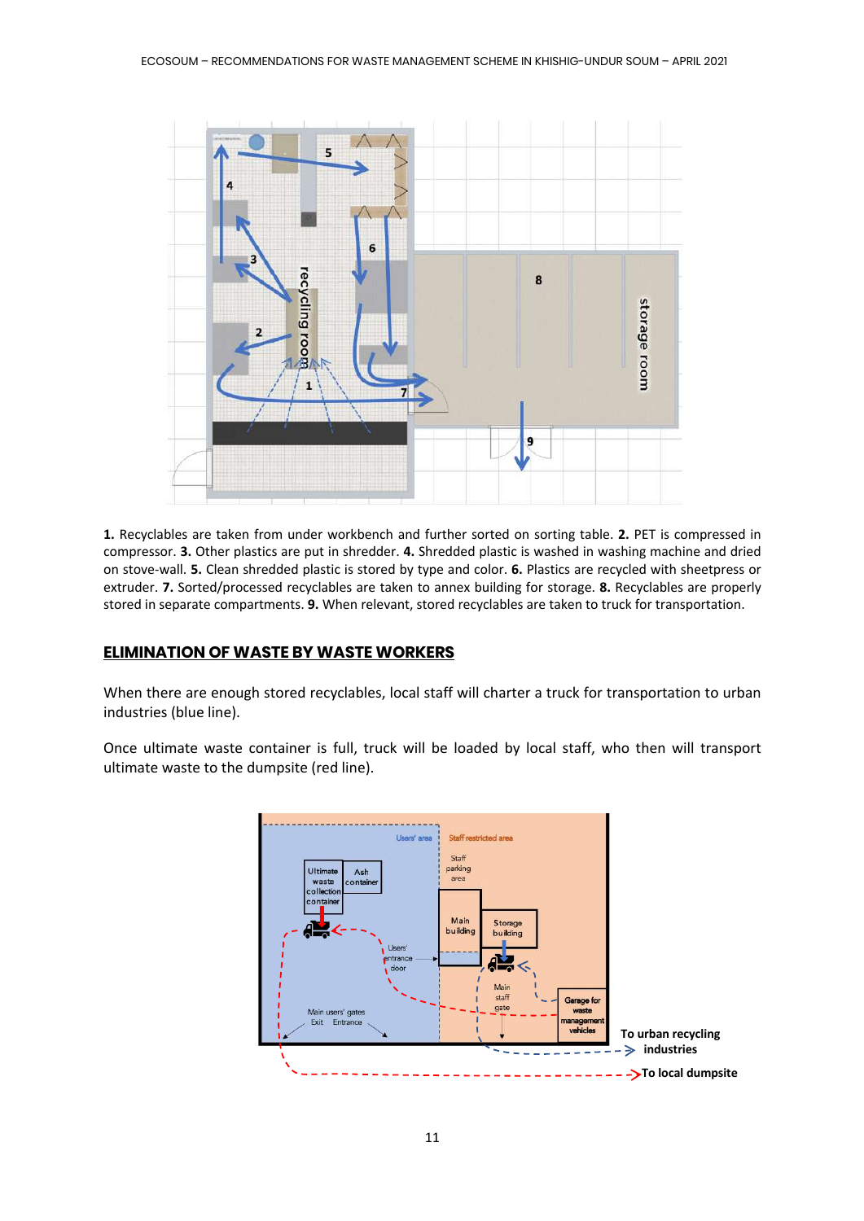**1.** Recyclables are taken from under workbench and further sorted on sorting table. **2.** PET is compressed in compressor. **3.** Other plastics are put in shredder. **4.** Shredded plastic is washed in washing machine and dried on stove-wall. **5.** Clean shredded plastic is stored by type and color. **6.** Plastics are recycled with sheetpress or extruder. **7.** Sorted/processed recyclables are taken to annex building for storage. **8.** Recyclables are properly stored in separate compartments. **9.** When relevant, stored recyclables are taken to truck for transportation.

## ELIMINATION OF WASTE BY WASTE WORKERS

When there are enough stored recyclables, local staff will charter a truck for transportation to urban industries (blue line).

Once ultimate waste container is full, truck will be loaded by local staff, who then will transport ultimate waste to the dumpsite (red line).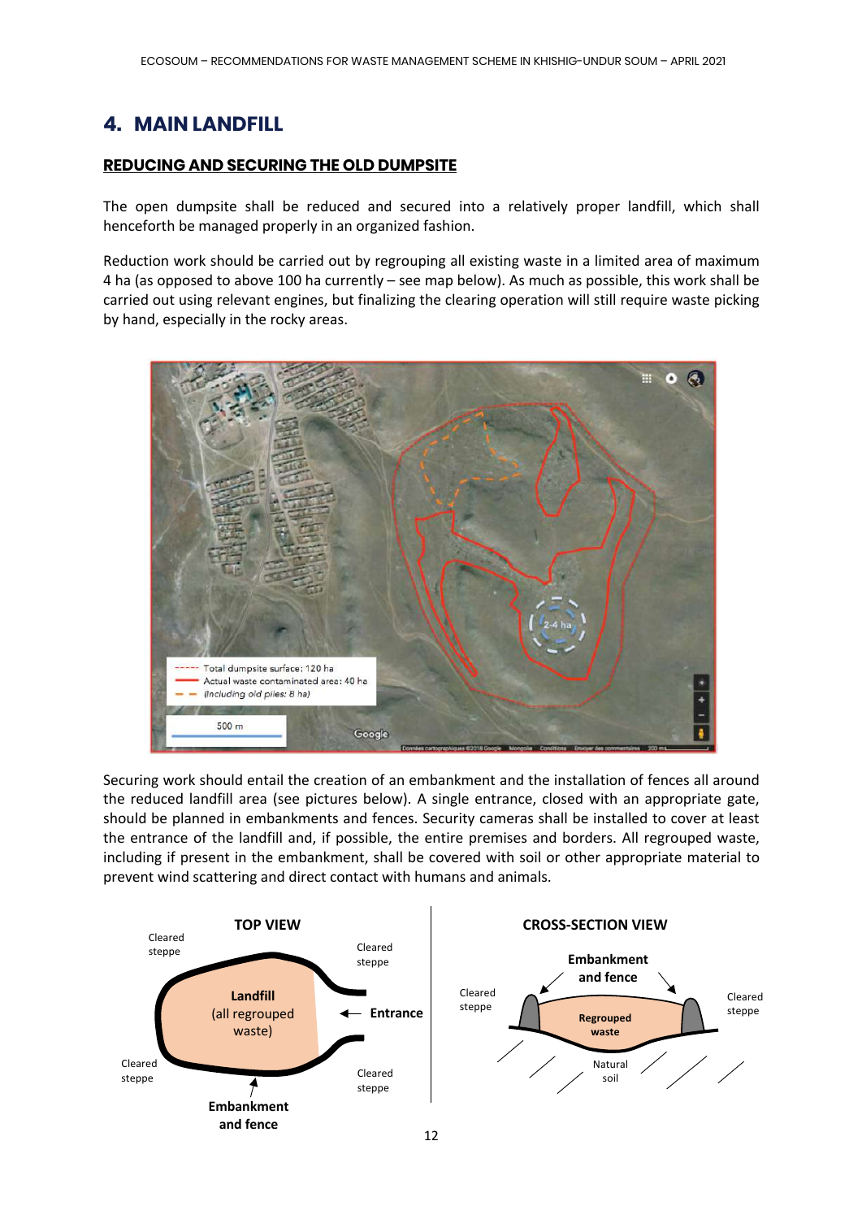# 4. MAIN LANDFILL

## REDUCING AND SECURING THE OLD DUMPSITE

The open dumpsite shall be reduced and secured into a relatively proper landfill, which shall henceforth be managed properly in an organized fashion.

Reduction work should be carried out by regrouping all existing waste in a limited area of maximum 4 ha (as opposed to above 100 ha currently – see map below). As much as possible, this work shall be carried out using relevant engines, but finalizing the clearing operation will still require waste picking by hand, especially in the rocky areas.

Securing work should entail the creation of an embankment and the installation of fences all around the reduced landfill area (see pictures below). A single entrance, closed with an appropriate gate, should be planned in embankments and fences. Security cameras shall be installed to cover at least the entrance of the landfill and, if possible, the entire premises and borders. All regrouped waste, including if present in the embankment, shall be covered with soil or other appropriate material to prevent wind scattering and direct contact with humans and animals.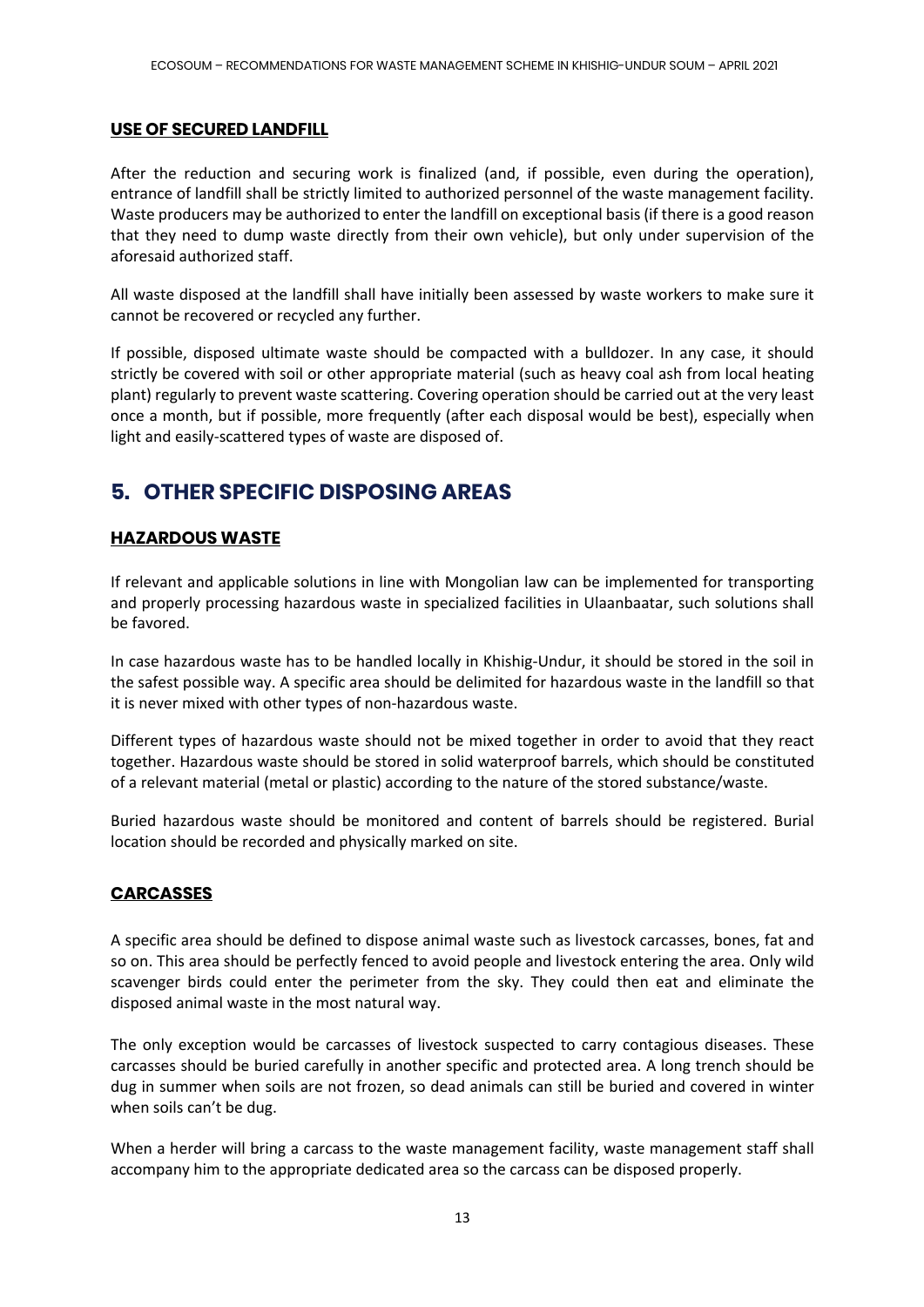### USE OF SECURED LANDFILL

After the reduction and securing work is finalized (and, if possible, even during the operation), entrance of landfill shall be strictly limited to authorized personnel of the waste management facility. Waste producers may be authorized to enter the landfill on exceptional basis (if there is a good reason that they need to dump waste directly from their own vehicle), but only under supervision of the aforesaid authorized staff.

All waste disposed at the landfill shall have initially been assessed by waste workers to make sure it cannot be recovered or recycled any further.

If possible, disposed ultimate waste should be compacted with a bulldozer. In any case, it should strictly be covered with soil or other appropriate material (such as heavy coal ash from local heating plant) regularly to prevent waste scattering. Covering operation should be carried out at the very least once a month, but if possible, more frequently (after each disposal would be best), especially when light and easily-scattered types of waste are disposed of.

## 5. OTHER SPECIFIC DISPOSING AREAS

### HAZARDOUS WASTE

If relevant and applicable solutions in line with Mongolian law can be implemented for transporting and properly processing hazardous waste in specialized facilities in Ulaanbaatar, such solutions shall be favored.

In case hazardous waste has to be handled locally in Khishig-Undur, it should be stored in the soil in the safest possible way. A specific area should be delimited for hazardous waste in the landfill so that it is never mixed with other types of non-hazardous waste.

Different types of hazardous waste should not be mixed together in order to avoid that they react together. Hazardous waste should be stored in solid waterproof barrels, which should be constituted of a relevant material (metal or plastic) according to the nature of the stored substance/waste.

Buried hazardous waste should be monitored and content of barrels should be registered. Burial location should be recorded and physically marked on site.

### CARCASSES

A specific area should be defined to dispose animal waste such as livestock carcasses, bones, fat and so on. This area should be perfectly fenced to avoid people and livestock entering the area. Only wild scavenger birds could enter the perimeter from the sky. They could then eat and eliminate the disposed animal waste in the most natural way.

The only exception would be carcasses of livestock suspected to carry contagious diseases. These carcasses should be buried carefully in another specific and protected area. A long trench should be dug in summer when soils are not frozen, so dead animals can still be buried and covered in winter when soils can't be dug.

When a herder will bring a carcass to the waste management facility, waste management staff shall accompany him to the appropriate dedicated area so the carcass can be disposed properly.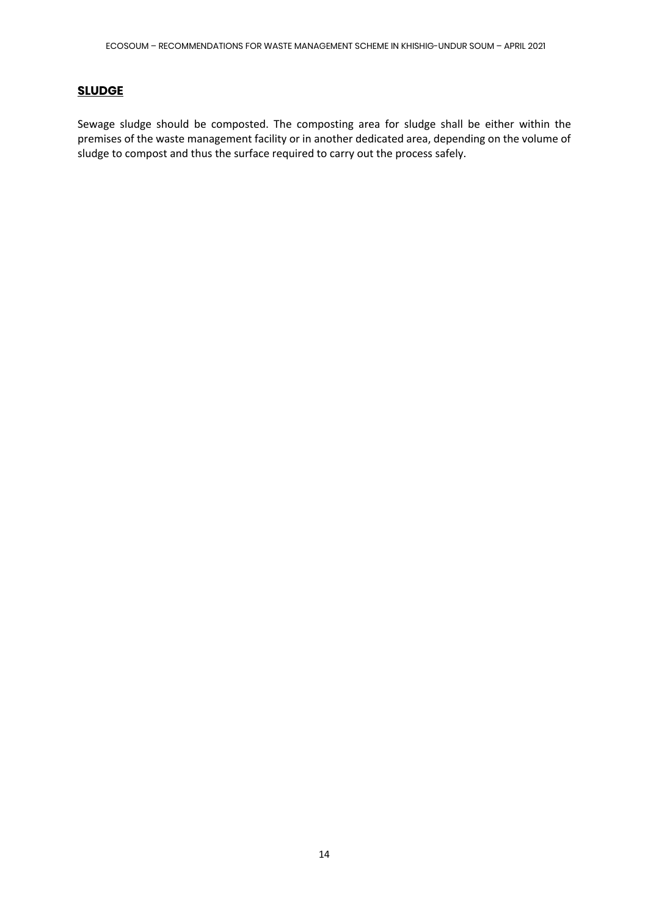## **SLUDGE**

Sewage sludge should be composted. The composting area for sludge shall be either within the premises of the waste management facility or in another dedicated area, depending on the volume of sludge to compost and thus the surface required to carry out the process safely.